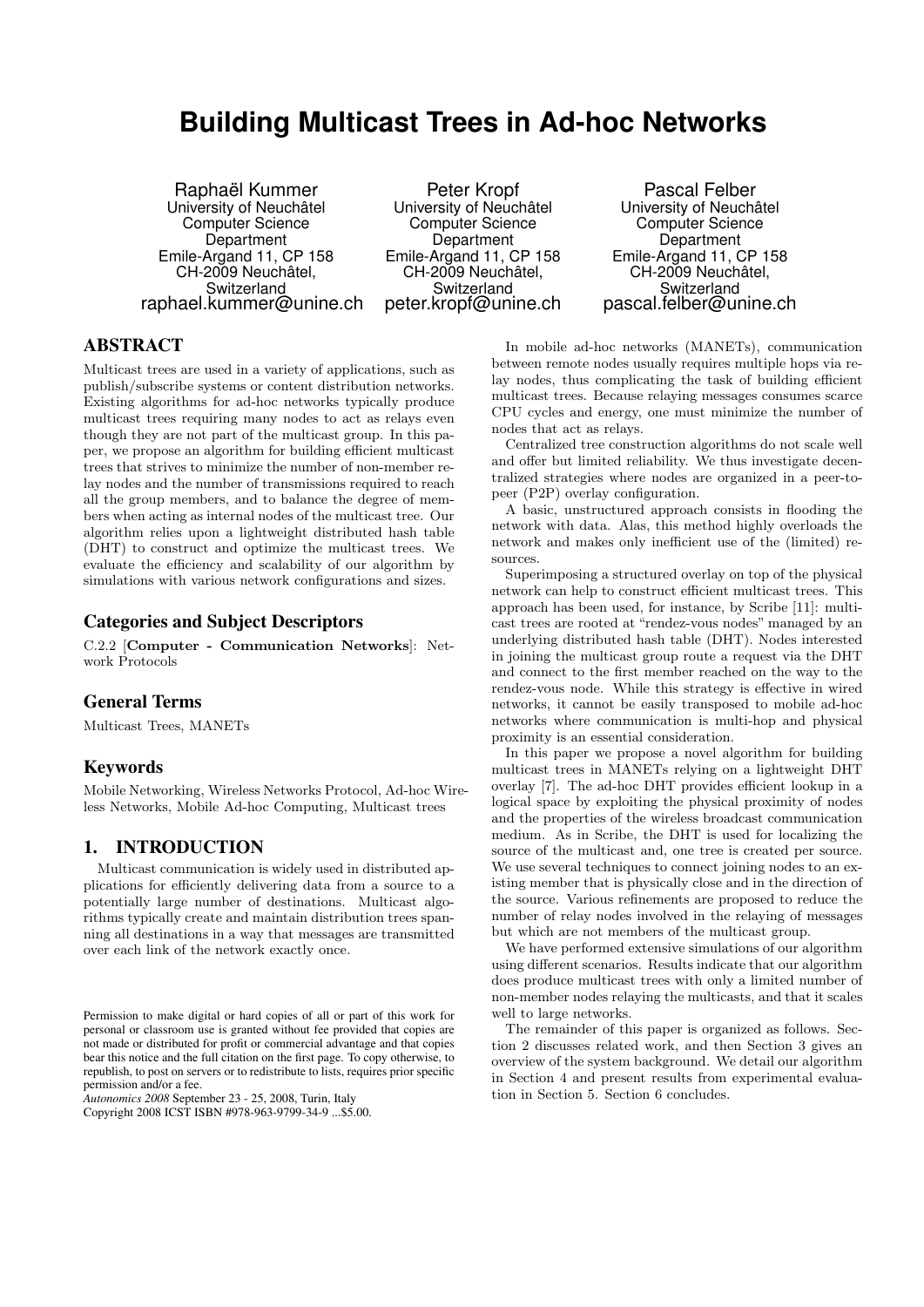# Building Multicast Trees in Ad-hoc Networks

Raphaël Kummer
University of Neuchâtel
Computer Science Department
Emile-Argand 11, CP 158
CH-2009 Neuchâtel, Switzerland
raphael.kummer@unine.ch

Peter Kropf
University of Neuchâtel
Computer Science Department
Emile-Argand 11, CP 158
CH-2009 Neuchâtel, Switzerland
peter.kropf@unine.ch

Pascal Felber
University of Neuchâtel
Computer Science Department
Emile-Argand 11, CP 158
CH-2009 Neuchâtel, Switzerland
pascal.felber@unine.ch

## ABSTRACT

Multicast trees are used in a variety of applications, such as publish/subscribe systems or content distribution networks. Existing algorithms for ad-hoc networks typically produce multicast trees requiring many nodes to act as relays even though they are not part of the multicast group. In this paper, we propose an algorithm for building efficient multicast trees that strives to minimize the number of non-member relay nodes and the number of transmissions required to reach all the group members, and to balance the degree of members when acting as internal nodes of the multicast tree. Our algorithm relies upon a lightweight distributed hash table (DHT) to construct and optimize the multicast trees. We evaluate the efficiency and scalability of our algorithm by simulations with various network configurations and sizes.

## Categories and Subject Descriptors

C.2.2 [**Computer - Communication Networks**]: Network Protocols

## General Terms

Multicast Trees, MANETs

## Keywords

Mobile Networking, Wireless Networks Protocol, Ad-hoc Wireless Networks, Mobile Ad-hoc Computing, Multicast trees

## 1. INTRODUCTION

Multicast communication is widely used in distributed applications for efficiently delivering data from a source to a potentially large number of destinations. Multicast algorithms typically create and maintain distribution trees spanning all destinations in a way that messages are transmitted over each link of the network exactly once.

Permission to make digital or hard copies of all or part of this work for personal or classroom use is granted without fee provided that copies are not made or distributed for profit or commercial advantage and that copies bear this notice and the full citation on the first page. To copy otherwise, to republish, to post on servers or to redistribute to lists, requires prior specific permission and/or a fee.
*Autonomics 2008* September 23 - 25, 2008, Turin, Italy
Copyright 2008 ICST ISBN #978-963-9799-34-9 ...$5.00.

In mobile ad-hoc networks (MANETs), communication between remote nodes usually requires multiple hops via relay nodes, thus complicating the task of building efficient multicast trees. Because relaying messages consumes scarce CPU cycles and energy, one must minimize the number of nodes that act as relays.

Centralized tree construction algorithms do not scale well and offer but limited reliability. We thus investigate decentralized strategies where nodes are organized in a peer-to-peer (P2P) overlay configuration.

A basic, unstructured approach consists in flooding the network with data. Alas, this method highly overloads the network and makes only inefficient use of the (limited) resources.

Superimposing a structured overlay on top of the physical network can help to construct efficient multicast trees. This approach has been used, for instance, by Scribe [11]: multicast trees are rooted at "rendez-vous nodes" managed by an underlying distributed hash table (DHT). Nodes interested in joining the multicast group route a request via the DHT and connect to the first member reached on the way to the rendez-vous node. While this strategy is effective in wired networks, it cannot be easily transposed to mobile ad-hoc networks where communication is multi-hop and physical proximity is an essential consideration.

In this paper we propose a novel algorithm for building multicast trees in MANETs relying on a lightweight DHT overlay [7]. The ad-hoc DHT provides efficient lookup in a logical space by exploiting the physical proximity of nodes and the properties of the wireless broadcast communication medium. As in Scribe, the DHT is used for localizing the source of the multicast and, one tree is created per source. We use several techniques to connect joining nodes to an existing member that is physically close and in the direction of the source. Various refinements are proposed to reduce the number of relay nodes involved in the relaying of messages but which are not members of the multicast group.

We have performed extensive simulations of our algorithm using different scenarios. Results indicate that our algorithm does produce multicast trees with only a limited number of non-member nodes relaying the multicasts, and that it scales well to large networks.

The remainder of this paper is organized as follows. Section 2 discusses related work, and then Section 3 gives an overview of the system background. We detail our algorithm in Section 4 and present results from experimental evaluation in Section 5. Section 6 concludes.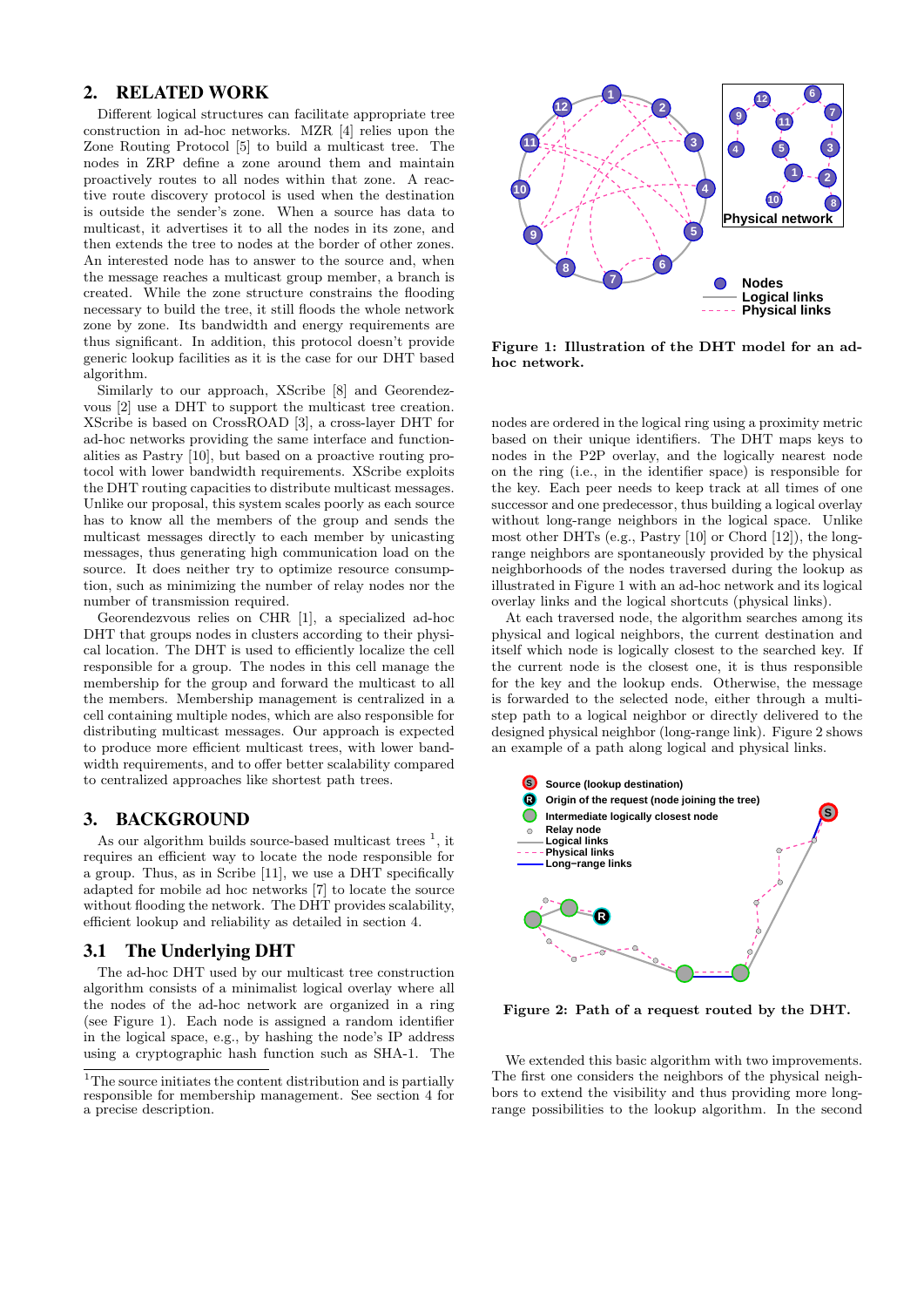## 2. RELATED WORK

Different logical structures can facilitate appropriate tree construction in ad-hoc networks. MZR [4] relies upon the Zone Routing Protocol [5] to build a multicast tree. The nodes in ZRP define a zone around them and maintain proactively routes to all nodes within that zone. A reactive route discovery protocol is used when the destination is outside the sender's zone. When a source has data to multicast, it advertises it to all the nodes in its zone, and then extends the tree to nodes at the border of other zones. An interested node has to answer to the source and, when the message reaches a multicast group member, a branch is created. While the zone structure constrains the flooding necessary to build the tree, it still floods the whole network zone by zone. Its bandwidth and energy requirements are thus significant. In addition, this protocol doesn't provide generic lookup facilities as it is the case for our DHT based algorithm.

Similarly to our approach, XScribe [8] and Georendezvous [2] use a DHT to support the multicast tree creation. XScribe is based on CrossROAD [3], a cross-layer DHT for ad-hoc networks providing the same interface and functionalities as Pastry [10], but based on a proactive routing protocol with lower bandwidth requirements. XScribe exploits the DHT routing capacities to distribute multicast messages. Unlike our proposal, this system scales poorly as each source has to know all the members of the group and sends the multicast messages directly to each member by unicasting messages, thus generating high communication load on the source. It does neither try to optimize resource consumption, such as minimizing the number of relay nodes nor the number of transmission required.

Georendezvous relies on CHR [1], a specialized ad-hoc DHT that groups nodes in clusters according to their physical location. The DHT is used to efficiently localize the cell responsible for a group. The nodes in this cell manage the membership for the group and forward the multicast to all the members. Membership management is centralized in a cell containing multiple nodes, which are also responsible for distributing multicast messages. Our approach is expected to produce more efficient multicast trees, with lower bandwidth requirements, and to offer better scalability compared to centralized approaches like shortest path trees.

## 3. BACKGROUND

As our algorithm builds source-based multicast trees [1], it requires an efficient way to locate the node responsible for a group. Thus, as in Scribe [11], we use a DHT specifically adapted for mobile ad hoc networks [7] to locate the source without flooding the network. The DHT provides scalability, efficient lookup and reliability as detailed in section 4.

### 3.1 The Underlying DHT

The ad-hoc DHT used by our multicast tree construction algorithm consists of a minimalist logical overlay where all the nodes of the ad-hoc network are organized in a ring (see Figure 1). Each node is assigned a random identifier in the logical space, e.g., by hashing the node's IP address using a cryptographic hash function such as SHA-1. The nodes are ordered in the logical ring using a proximity metric based on their unique identifiers. The DHT maps keys to nodes in the P2P overlay, and the logically nearest node on the ring (i.e., in the identifier space) is responsible for the key. Each peer needs to keep track at all times of one successor and one predecessor, thus building a logical overlay without long-range neighbors in the logical space. Unlike most other DHTs (e.g., Pastry [10] or Chord [12]), the long-range neighbors are spontaneously provided by the physical neighborhoods of the nodes traversed during the lookup as illustrated in Figure 1 with an ad-hoc network and its logical overlay links and the logical shortcuts (physical links).

[1]The source initiates the content distribution and is partially responsible for membership management. See section 4 for a precise description.

**Figure 1: Illustration of the DHT model for an ad-hoc network.**

At each traversed node, the algorithm searches among its physical and logical neighbors, the current destination and itself which node is logically closest to the searched key. If the current node is the closest one, it is thus responsible for the key and the lookup ends. Otherwise, the message is forwarded to the selected node, either through a multi-step path to a logical neighbor or directly delivered to the designed physical neighbor (long-range link). Figure 2 shows an example of a path along logical and physical links.

**Figure 2: Path of a request routed by the DHT.**

We extended this basic algorithm with two improvements. The first one considers the neighbors of the physical neighbors to extend the visibility and thus providing more long-range possibilities to the lookup algorithm. In the second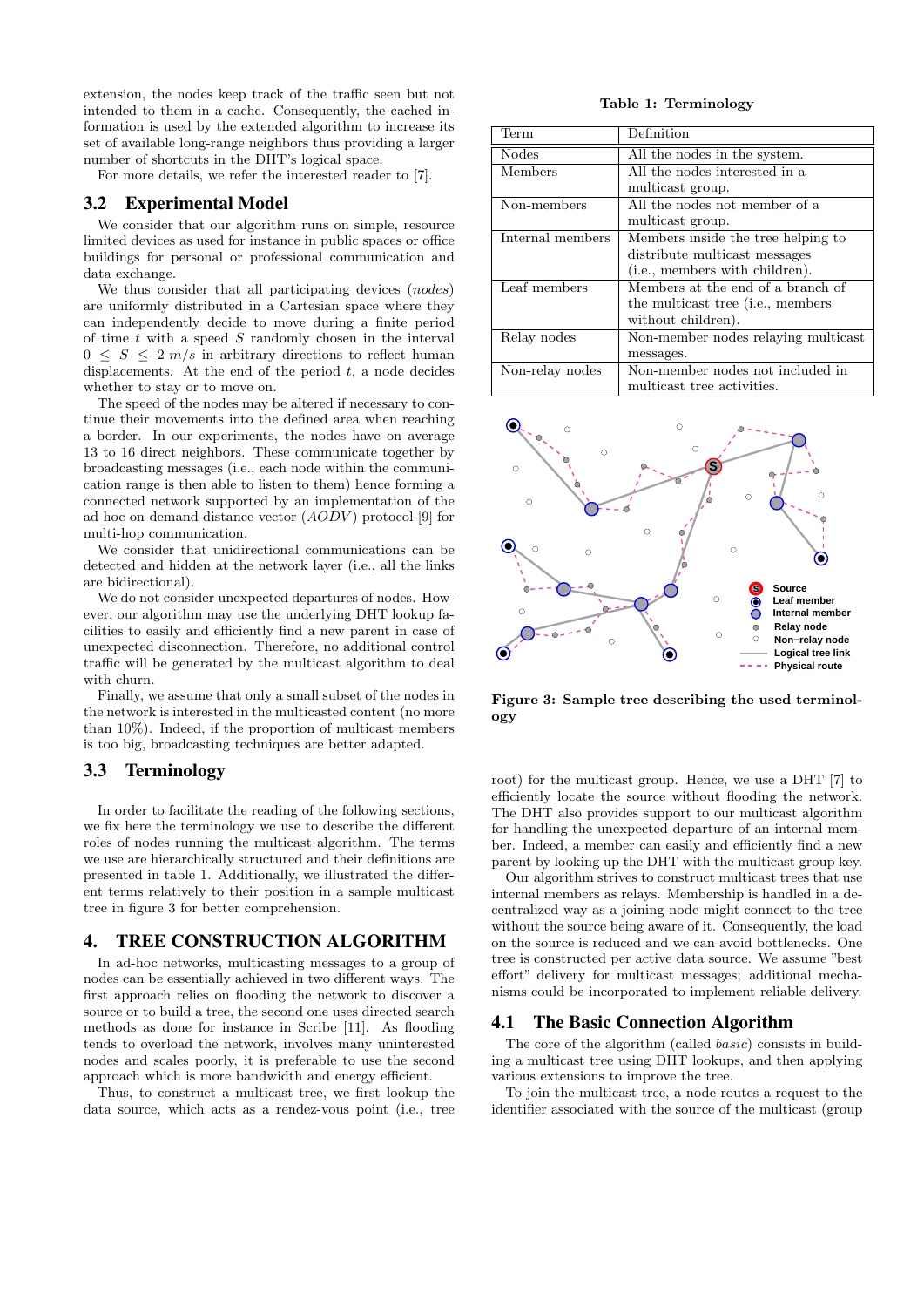extension, the nodes keep track of the traffic seen but not intended to them in a cache. Consequently, the cached information is used by the extended algorithm to increase its set of available long-range neighbors thus providing a larger number of shortcuts in the DHT's logical space.

For more details, we refer the interested reader to [7].

## 3.2 Experimental Model

We consider that our algorithm runs on simple, resource limited devices as used for instance in public spaces or office buildings for personal or professional communication and data exchange.

We thus consider that all participating devices (*nodes*) are uniformly distributed in a Cartesian space where they can independently decide to move during a finite period of time $t$ with a speed $S$ randomly chosen in the interval $0 \leq S \leq 2\ m/s$ in arbitrary directions to reflect human displacements. At the end of the period $t$, a node decides whether to stay or to move on.

The speed of the nodes may be altered if necessary to continue their movements into the defined area when reaching a border. In our experiments, the nodes have on average 13 to 16 direct neighbors. These communicate together by broadcasting messages (i.e., each node within the communication range is then able to listen to them) hence forming a connected network supported by an implementation of the ad-hoc on-demand distance vector (*AODV*) protocol [9] for multi-hop communication.

We consider that unidirectional communications can be detected and hidden at the network layer (i.e., all the links are bidirectional).

We do not consider unexpected departures of nodes. However, our algorithm may use the underlying DHT lookup facilities to easily and efficiently find a new parent in case of unexpected disconnection. Therefore, no additional control traffic will be generated by the multicast algorithm to deal with churn.

Finally, we assume that only a small subset of the nodes in the network is interested in the multicasted content (no more than 10%). Indeed, if the proportion of multicast members is too big, broadcasting techniques are better adapted.

## 3.3 Terminology

In order to facilitate the reading of the following sections, we fix here the terminology we use to describe the different roles of nodes running the multicast algorithm. The terms we use are hierarchically structured and their definitions are presented in table 1. Additionally, we illustrated the different terms relatively to their position in a sample multicast tree in figure 3 for better comprehension.

**Table 1: Terminology**

| Term | Definition |
|---|---|
| Nodes | All the nodes in the system. |
| Members | All the nodes interested in a multicast group. |
| Non-members | All the nodes not member of a multicast group. |
| Internal members | Members inside the tree helping to distribute multicast messages (i.e., members with children). |
| Leaf members | Members at the end of a branch of the multicast tree (i.e., members without children). |
| Relay nodes | Non-member nodes relaying multicast messages. |
| Non-relay nodes | Non-member nodes not included in multicast tree activities. |

**Figure 3: Sample tree describing the used terminology**

# 4. TREE CONSTRUCTION ALGORITHM

In ad-hoc networks, multicasting messages to a group of nodes can be essentially achieved in two different ways. The first approach relies on flooding the network to discover a source or to build a tree, the second one uses directed search methods as done for instance in Scribe [11]. As flooding tends to overload the network, involves many uninterested nodes and scales poorly, it is preferable to use the second approach which is more bandwidth and energy efficient.

Thus, to construct a multicast tree, we first lookup the data source, which acts as a rendez-vous point (i.e., tree root) for the multicast group. Hence, we use a DHT [7] to efficiently locate the source without flooding the network. The DHT also provides support to our multicast algorithm for handling the unexpected departure of an internal member. Indeed, a member can easily and efficiently find a new parent by looking up the DHT with the multicast group key.

Our algorithm strives to construct multicast trees that use internal members as relays. Membership is handled in a decentralized way as a joining node might connect to the tree without the source being aware of it. Consequently, the load on the source is reduced and we can avoid bottlenecks. One tree is constructed per active data source. We assume "best effort" delivery for multicast messages; additional mechanisms could be incorporated to implement reliable delivery.

## 4.1 The Basic Connection Algorithm

The core of the algorithm (called *basic*) consists in building a multicast tree using DHT lookups, and then applying various extensions to improve the tree.

To join the multicast tree, a node routes a request to the identifier associated with the source of the multicast (group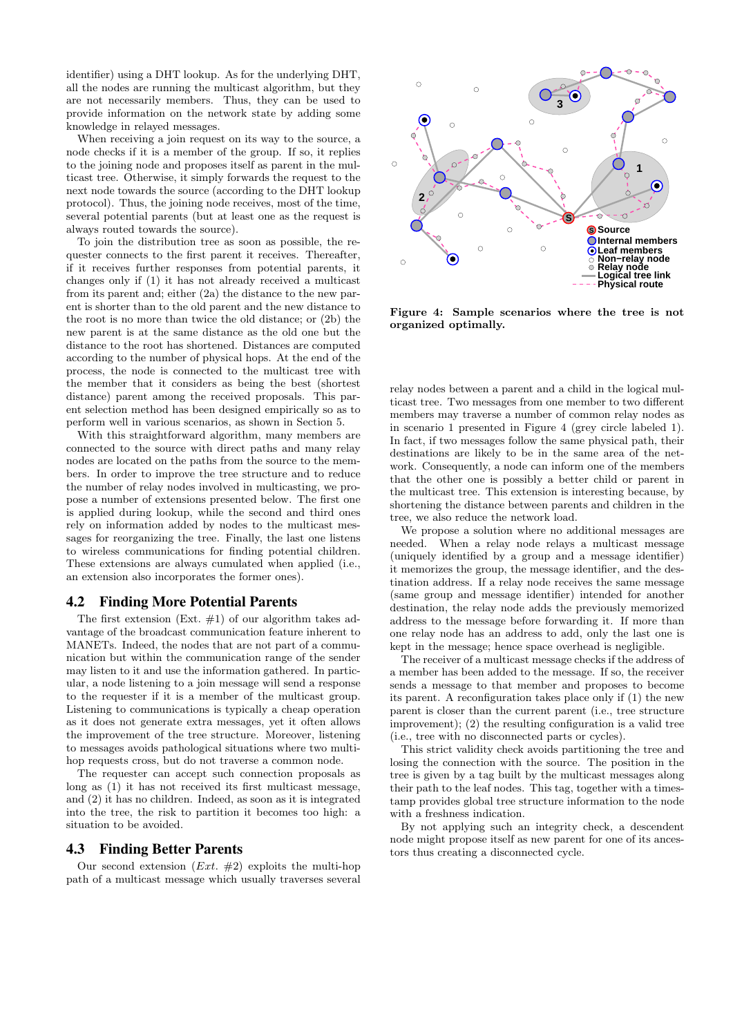identifier) using a DHT lookup. As for the underlying DHT, all the nodes are running the multicast algorithm, but they are not necessarily members. Thus, they can be used to provide information on the network state by adding some knowledge in relayed messages.

When receiving a join request on its way to the source, a node checks if it is a member of the group. If so, it replies to the joining node and proposes itself as parent in the multicast tree. Otherwise, it simply forwards the request to the next node towards the source (according to the DHT lookup protocol). Thus, the joining node receives, most of the time, several potential parents (but at least one as the request is always routed towards the source).

To join the distribution tree as soon as possible, the requester connects to the first parent it receives. Thereafter, if it receives further responses from potential parents, it changes only if (1) it has not already received a multicast from its parent and; either (2a) the distance to the new parent is shorter than to the old parent and the new distance to the root is no more than twice the old distance; or (2b) the new parent is at the same distance as the old one but the distance to the root has shortened. Distances are computed according to the number of physical hops. At the end of the process, the node is connected to the multicast tree with the member that it considers as being the best (shortest distance) parent among the received proposals. This parent selection method has been designed empirically so as to perform well in various scenarios, as shown in Section 5.

With this straightforward algorithm, many members are connected to the source with direct paths and many relay nodes are located on the paths from the source to the members. In order to improve the tree structure and to reduce the number of relay nodes involved in multicasting, we propose a number of extensions presented below. The first one is applied during lookup, while the second and third ones rely on information added by nodes to the multicast messages for reorganizing the tree. Finally, the last one listens to wireless communications for finding potential children. These extensions are always cumulated when applied (i.e., an extension also incorporates the former ones).

## 4.2 Finding More Potential Parents

The first extension (Ext. #1) of our algorithm takes advantage of the broadcast communication feature inherent to MANETs. Indeed, the nodes that are not part of a communication but within the communication range of the sender may listen to it and use the information gathered. In particular, a node listening to a join message will send a response to the requester if it is a member of the multicast group. Listening to communications is typically a cheap operation as it does not generate extra messages, yet it often allows the improvement of the tree structure. Moreover, listening to messages avoids pathological situations where two multi-hop requests cross, but do not traverse a common node.

The requester can accept such connection proposals as long as (1) it has not received its first multicast message, and (2) it has no children. Indeed, as soon as it is integrated into the tree, the risk to partition it becomes too high: a situation to be avoided.

## 4.3 Finding Better Parents

Our second extension (*Ext.* #2) exploits the multi-hop path of a multicast message which usually traverses several relay nodes between a parent and a child in the logical multicast tree. Two messages from one member to two different members may traverse a number of common relay nodes as in scenario 1 presented in Figure 4 (grey circle labeled 1). In fact, if two messages follow the same physical path, their destinations are likely to be in the same area of the network. Consequently, a node can inform one of the members that the other one is possibly a better child or parent in the multicast tree. This extension is interesting because, by shortening the distance between parents and children in the tree, we also reduce the network load.

We propose a solution where no additional messages are needed. When a relay node relays a multicast message (uniquely identified by a group and a message identifier) it memorizes the group, the message identifier, and the destination address. If a relay node receives the same message (same group and message identifier) intended for another destination, the relay node adds the previously memorized address to the message before forwarding it. If more than one relay node has an address to add, only the last one is kept in the message; hence space overhead is negligible.

The receiver of a multicast message checks if the address of a member has been added to the message. If so, the receiver sends a message to that member and proposes to become its parent. A reconfiguration takes place only if (1) the new parent is closer than the current parent (i.e., tree structure improvement); (2) the resulting configuration is a valid tree (i.e., tree with no disconnected parts or cycles).

This strict validity check avoids partitioning the tree and losing the connection with the source. The position in the tree is given by a tag built by the multicast messages along their path to the leaf nodes. This tag, together with a timestamp provides global tree structure information to the node with a freshness indication.

By not applying such an integrity check, a descendent node might propose itself as new parent for one of its ancestors thus creating a disconnected cycle.

**Figure 4: Sample scenarios where the tree is not organized optimally.**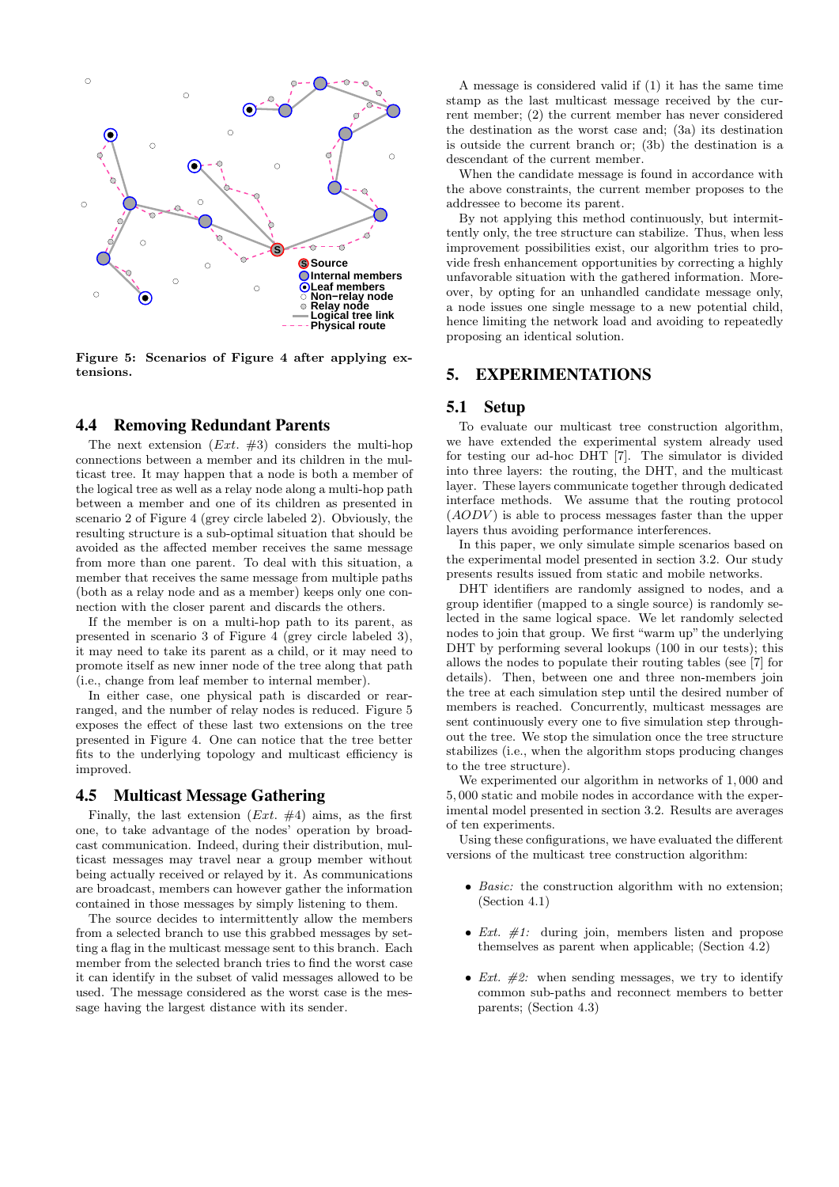Figure 5: Scenarios of Figure 4 after applying extensions.

### 4.4 Removing Redundant Parents

The next extension (*Ext. #3*) considers the multi-hop connections between a member and its children in the multicast tree. It may happen that a node is both a member of the logical tree as well as a relay node along a multi-hop path between a member and one of its children as presented in scenario 2 of Figure 4 (grey circle labeled 2). Obviously, the resulting structure is a sub-optimal situation that should be avoided as the affected member receives the same message from more than one parent. To deal with this situation, a member that receives the same message from multiple paths (both as a relay node and as a member) keeps only one connection with the closer parent and discards the others.

If the member is on a multi-hop path to its parent, as presented in scenario 3 of Figure 4 (grey circle labeled 3), it may need to take its parent as a child, or it may need to promote itself as new inner node of the tree along that path (i.e., change from leaf member to internal member).

In either case, one physical path is discarded or rearranged, and the number of relay nodes is reduced. Figure 5 exposes the effect of these last two extensions on the tree presented in Figure 4. One can notice that the tree better fits to the underlying topology and multicast efficiency is improved.

### 4.5 Multicast Message Gathering

Finally, the last extension (*Ext. #4*) aims, as the first one, to take advantage of the nodes' operation by broadcast communication. Indeed, during their distribution, multicast messages may travel near a group member without being actually received or relayed by it. As communications are broadcast, members can however gather the information contained in those messages by simply listening to them.

The source decides to intermittently allow the members from a selected branch to use this grabbed messages by setting a flag in the multicast message sent to this branch. Each member from the selected branch tries to find the worst case it can identify in the subset of valid messages allowed to be used. The message considered as the worst case is the message having the largest distance with its sender.

A message is considered valid if (1) it has the same time stamp as the last multicast message received by the current member; (2) the current member has never considered the destination as the worst case and; (3a) its destination is outside the current branch or; (3b) the destination is a descendant of the current member.

When the candidate message is found in accordance with the above constraints, the current member proposes to the addressee to become its parent.

By not applying this method continuously, but intermittently only, the tree structure can stabilize. Thus, when less improvement possibilities exist, our algorithm tries to provide fresh enhancement opportunities by correcting a highly unfavorable situation with the gathered information. Moreover, by opting for an unhandled candidate message only, a node issues one single message to a new potential child, hence limiting the network load and avoiding to repeatedly proposing an identical solution.

## 5. EXPERIMENTATIONS

### 5.1 Setup

To evaluate our multicast tree construction algorithm, we have extended the experimental system already used for testing our ad-hoc DHT [7]. The simulator is divided into three layers: the routing, the DHT, and the multicast layer. These layers communicate together through dedicated interface methods. We assume that the routing protocol (*AODV*) is able to process messages faster than the upper layers thus avoiding performance interferences.

In this paper, we only simulate simple scenarios based on the experimental model presented in section 3.2. Our study presents results issued from static and mobile networks.

DHT identifiers are randomly assigned to nodes, and a group identifier (mapped to a single source) is randomly selected in the same logical space. We let randomly selected nodes to join that group. We first "warm up" the underlying DHT by performing several lookups (100 in our tests); this allows the nodes to populate their routing tables (see [7] for details). Then, between one and three non-members join the tree at each simulation step until the desired number of members is reached. Concurrently, multicast messages are sent continuously every one to five simulation step throughout the tree. We stop the simulation once the tree structure stabilizes (i.e., when the algorithm stops producing changes to the tree structure).

We experimented our algorithm in networks of 1,000 and 5,000 static and mobile nodes in accordance with the experimental model presented in section 3.2. Results are averages of ten experiments.

Using these configurations, we have evaluated the different versions of the multicast tree construction algorithm:

- *Basic:* the construction algorithm with no extension; (Section 4.1)
- *Ext. #1:* during join, members listen and propose themselves as parent when applicable; (Section 4.2)
- *Ext. #2:* when sending messages, we try to identify common sub-paths and reconnect members to better parents; (Section 4.3)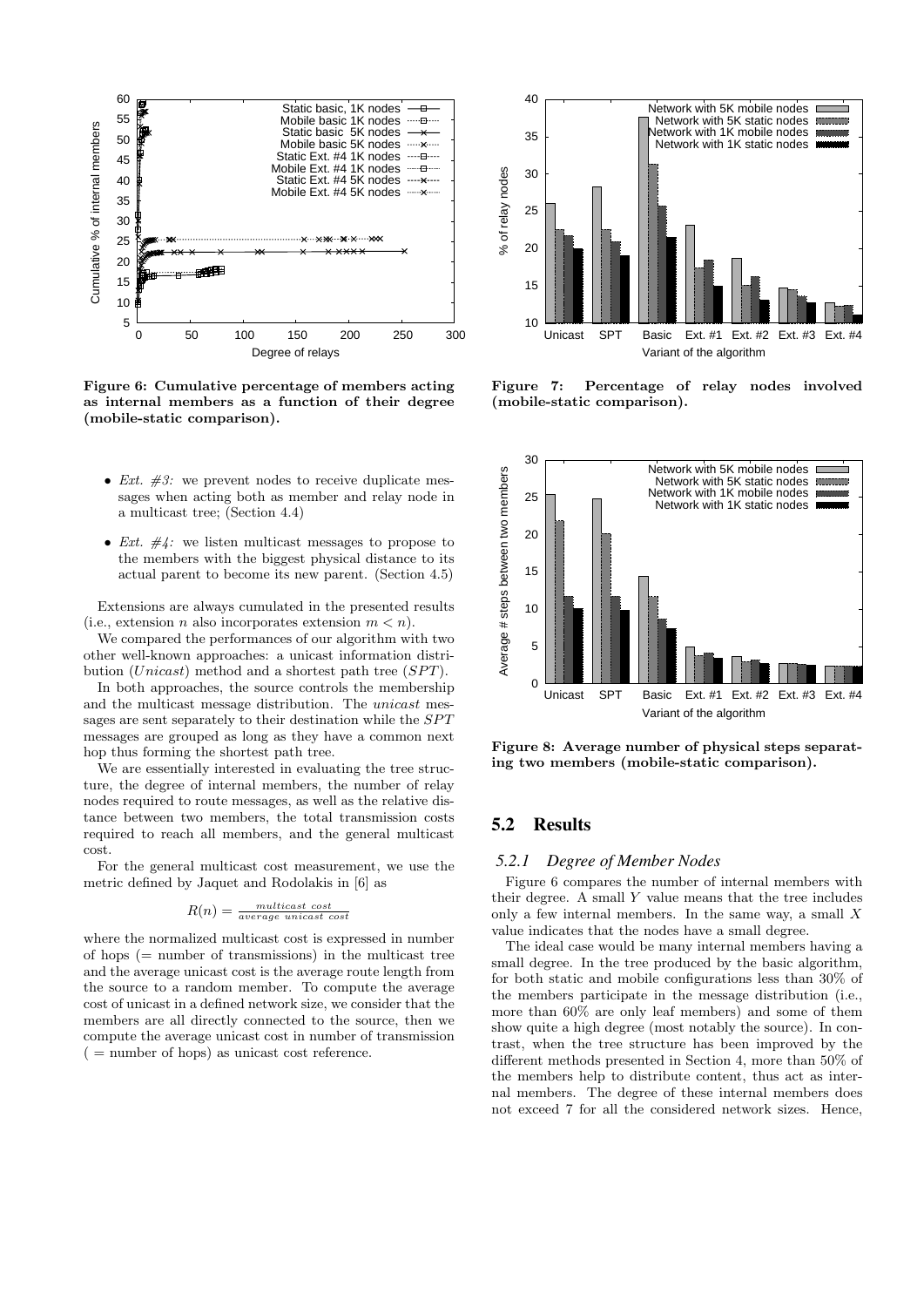Figure 6: Cumulative percentage of members acting as internal members as a function of their degree (mobile-static comparison).

Figure 7: Percentage of relay nodes involved (mobile-static comparison).

- *Ext. #3:* we prevent nodes to receive duplicate messages when acting both as member and relay node in a multicast tree; (Section 4.4)
- *Ext. #4:* we listen multicast messages to propose to the members with the biggest physical distance to its actual parent to become its new parent. (Section 4.5)

Extensions are always cumulated in the presented results (i.e., extension $n$ also incorporates extension $m < n$).

We compared the performances of our algorithm with two other well-known approaches: a unicast information distribution (*Unicast*) method and a shortest path tree (*SPT*).

In both approaches, the source controls the membership and the multicast message distribution. The *unicast* messages are sent separately to their destination while the *SPT* messages are grouped as long as they have a common next hop thus forming the shortest path tree.

We are essentially interested in evaluating the tree structure, the degree of internal members, the number of relay nodes required to route messages, as well as the relative distance between two members, the total transmission costs required to reach all members, and the general multicast cost.

For the general multicast cost measurement, we use the metric defined by Jaquet and Rodolakis in [6] as

$$R(n) = \frac{multicast\ cost}{average\ unicast\ cost}$$

where the normalized multicast cost is expressed in number of hops (= number of transmissions) in the multicast tree and the average unicast cost is the average route length from the source to a random member. To compute the average cost of unicast in a defined network size, we consider that the members are all directly connected to the source, then we compute the average unicast cost in number of transmission ( = number of hops) as unicast cost reference.

Figure 8: Average number of physical steps separating two members (mobile-static comparison).

## 5.2 Results

### 5.2.1 Degree of Member Nodes

Figure 6 compares the number of internal members with their degree. A small $Y$ value means that the tree includes only a few internal members. In the same way, a small $X$ value indicates that the nodes have a small degree.

The ideal case would be many internal members having a small degree. In the tree produced by the basic algorithm, for both static and mobile configurations less than 30% of the members participate in the message distribution (i.e., more than 60% are only leaf members) and some of them show quite a high degree (most notably the source). In contrast, when the tree structure has been improved by the different methods presented in Section 4, more than 50% of the members help to distribute content, thus act as internal members. The degree of these internal members does not exceed 7 for all the considered network sizes. Hence,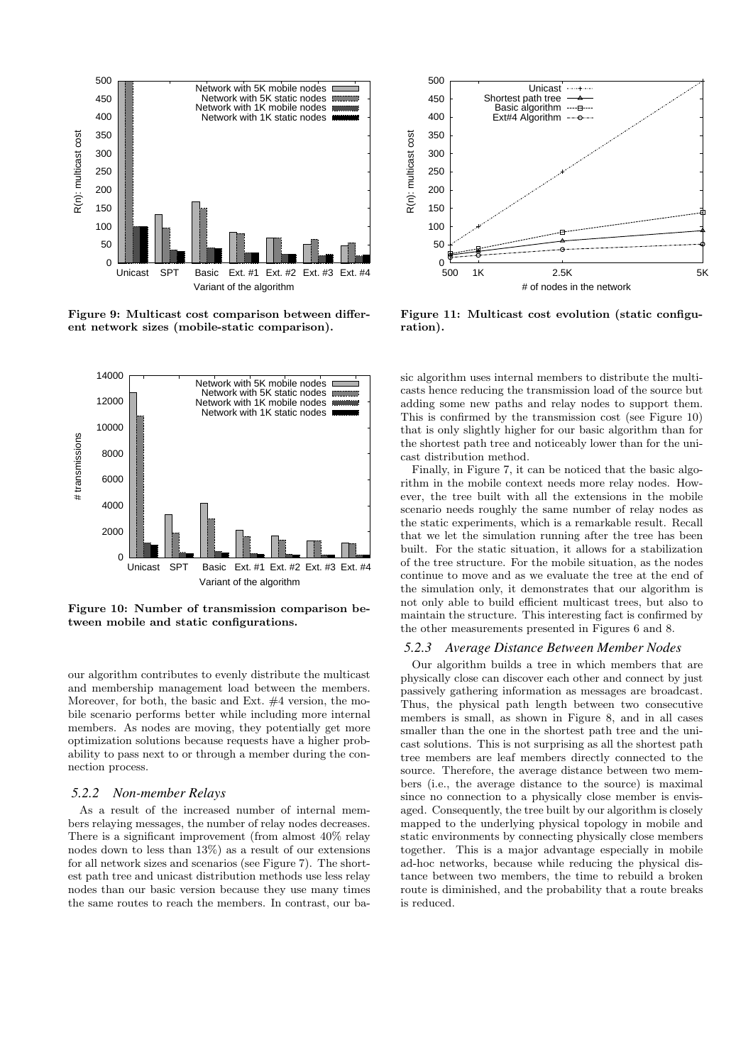Figure 9: Multicast cost comparison between different network sizes (mobile-static comparison).

Figure 10: Number of transmission comparison between mobile and static configurations.

our algorithm contributes to evenly distribute the multicast and membership management load between the members. Moreover, for both, the basic and Ext. #4 version, the mobile scenario performs better while including more internal members. As nodes are moving, they potentially get more optimization solutions because requests have a higher probability to pass next to or through a member during the connection process.

### 5.2.2 Non-member Relays

As a result of the increased number of internal members relaying messages, the number of relay nodes decreases. There is a significant improvement (from almost 40% relay nodes down to less than 13%) as a result of our extensions for all network sizes and scenarios (see Figure 7). The shortest path tree and unicast distribution methods use less relay nodes than our basic version because they use many times the same routes to reach the members. In contrast, our basic algorithm uses internal members to distribute the multicasts hence reducing the transmission load of the source but adding some new paths and relay nodes to support them. This is confirmed by the transmission cost (see Figure 10) that is only slightly higher for our basic algorithm than for the shortest path tree and noticeably lower than for the unicast distribution method.

Finally, in Figure 7, it can be noticed that the basic algorithm in the mobile context needs more relay nodes. However, the tree built with all the extensions in the mobile scenario needs roughly the same number of relay nodes as the static experiments, which is a remarkable result. Recall that we let the simulation running after the tree has been built. For the static situation, it allows for a stabilization of the tree structure. For the mobile situation, as the nodes continue to move and as we evaluate the tree at the end of the simulation only, it demonstrates that our algorithm is not only able to build efficient multicast trees, but also to maintain the structure. This interesting fact is confirmed by the other measurements presented in Figures 6 and 8.

### 5.2.3 Average Distance Between Member Nodes

Our algorithm builds a tree in which members that are physically close can discover each other and connect by just passively gathering information as messages are broadcast. Thus, the physical path length between two consecutive members is small, as shown in Figure 8, and in all cases smaller than the one in the shortest path tree and the unicast solutions. This is not surprising as all the shortest path tree members are leaf members directly connected to the source. Therefore, the average distance between two members (i.e., the average distance to the source) is maximal since no connection to a physically close member is envisaged. Consequently, the tree built by our algorithm is closely mapped to the underlying physical topology in mobile and static environments by connecting physically close members together. This is a major advantage especially in mobile ad-hoc networks, because while reducing the physical distance between two members, the time to rebuild a broken route is diminished, and the probability that a route breaks is reduced.

Figure 11: Multicast cost evolution (static configuration).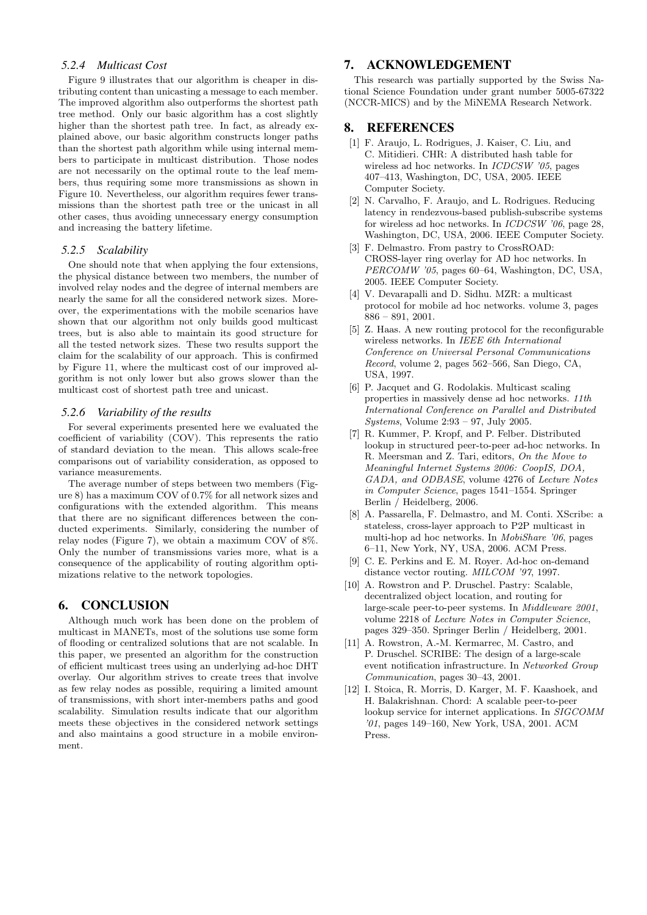#### 5.2.4 Multicast Cost

Figure 9 illustrates that our algorithm is cheaper in distributing content than unicasting a message to each member. The improved algorithm also outperforms the shortest path tree method. Only our basic algorithm has a cost slightly higher than the shortest path tree. In fact, as already explained above, our basic algorithm constructs longer paths than the shortest path algorithm while using internal members to participate in multicast distribution. Those nodes are not necessarily on the optimal route to the leaf members, thus requiring some more transmissions as shown in Figure 10. Nevertheless, our algorithm requires fewer transmissions than the shortest path tree or the unicast in all other cases, thus avoiding unnecessary energy consumption and increasing the battery lifetime.

#### 5.2.5 Scalability

One should note that when applying the four extensions, the physical distance between two members, the number of involved relay nodes and the degree of internal members are nearly the same for all the considered network sizes. Moreover, the experimentations with the mobile scenarios have shown that our algorithm not only builds good multicast trees, but is also able to maintain its good structure for all the tested network sizes. These two results support the claim for the scalability of our approach. This is confirmed by Figure 11, where the multicast cost of our improved algorithm is not only lower but also grows slower than the multicast cost of shortest path tree and unicast.

#### 5.2.6 Variability of the results

For several experiments presented here we evaluated the coefficient of variability (COV). This represents the ratio of standard deviation to the mean. This allows scale-free comparisons out of variability consideration, as opposed to variance measurements.

The average number of steps between two members (Figure 8) has a maximum COV of 0.7% for all network sizes and configurations with the extended algorithm. This means that there are no significant differences between the conducted experiments. Similarly, considering the number of relay nodes (Figure 7), we obtain a maximum COV of 8%. Only the number of transmissions varies more, what is a consequence of the applicability of routing algorithm optimizations relative to the network topologies.

## 6. CONCLUSION

Although much work has been done on the problem of multicast in MANETs, most of the solutions use some form of flooding or centralized solutions that are not scalable. In this paper, we presented an algorithm for the construction of efficient multicast trees using an underlying ad-hoc DHT overlay. Our algorithm strives to create trees that involve as few relay nodes as possible, requiring a limited amount of transmissions, with short inter-members paths and good scalability. Simulation results indicate that our algorithm meets these objectives in the considered network settings and also maintains a good structure in a mobile environment.

## 7. ACKNOWLEDGEMENT

This research was partially supported by the Swiss National Science Foundation under grant number 5005-67322 (NCCR-MICS) and by the MiNEMA Research Network.

## 8. REFERENCES

[1] F. Araujo, L. Rodrigues, J. Kaiser, C. Liu, and C. Mitidieri. CHR: A distributed hash table for wireless ad hoc networks. In *ICDCSW '05*, pages 407–413, Washington, DC, USA, 2005. IEEE Computer Society.

[2] N. Carvalho, F. Araujo, and L. Rodrigues. Reducing latency in rendezvous-based publish-subscribe systems for wireless ad hoc networks. In *ICDCSW '06*, page 28, Washington, DC, USA, 2006. IEEE Computer Society.

[3] F. Delmastro. From pastry to CrossROAD: CROSS-layer ring overlay for AD hoc networks. In *PERCOMW '05*, pages 60–64, Washington, DC, USA, 2005. IEEE Computer Society.

[4] V. Devarapalli and D. Sidhu. MZR: a multicast protocol for mobile ad hoc networks. volume 3, pages 886 – 891, 2001.

[5] Z. Haas. A new routing protocol for the reconfigurable wireless networks. In *IEEE 6th International Conference on Universal Personal Communications Record*, volume 2, pages 562–566, San Diego, CA, USA, 1997.

[6] P. Jacquet and G. Rodolakis. Multicast scaling properties in massively dense ad hoc networks. *11th International Conference on Parallel and Distributed Systems*, Volume 2:93 – 97, July 2005.

[7] R. Kummer, P. Kropf, and P. Felber. Distributed lookup in structured peer-to-peer ad-hoc networks. In R. Meersman and Z. Tari, editors, *On the Move to Meaningful Internet Systems 2006: CoopIS, DOA, GADA, and ODBASE*, volume 4276 of *Lecture Notes in Computer Science*, pages 1541–1554. Springer Berlin / Heidelberg, 2006.

[8] A. Passarella, F. Delmastro, and M. Conti. XScribe: a stateless, cross-layer approach to P2P multicast in multi-hop ad hoc networks. In *MobiShare '06*, pages 6–11, New York, NY, USA, 2006. ACM Press.

[9] C. E. Perkins and E. M. Royer. Ad-hoc on-demand distance vector routing. *MILCOM '97*, 1997.

[10] A. Rowstron and P. Druschel. Pastry: Scalable, decentralized object location, and routing for large-scale peer-to-peer systems. In *Middleware 2001*, volume 2218 of *Lecture Notes in Computer Science*, pages 329–350. Springer Berlin / Heidelberg, 2001.

[11] A. Rowstron, A.-M. Kermarrec, M. Castro, and P. Druschel. SCRIBE: The design of a large-scale event notification infrastructure. In *Networked Group Communication*, pages 30–43, 2001.

[12] I. Stoica, R. Morris, D. Karger, M. F. Kaashoek, and H. Balakrishnan. Chord: A scalable peer-to-peer lookup service for internet applications. In *SIGCOMM '01*, pages 149–160, New York, USA, 2001. ACM Press.